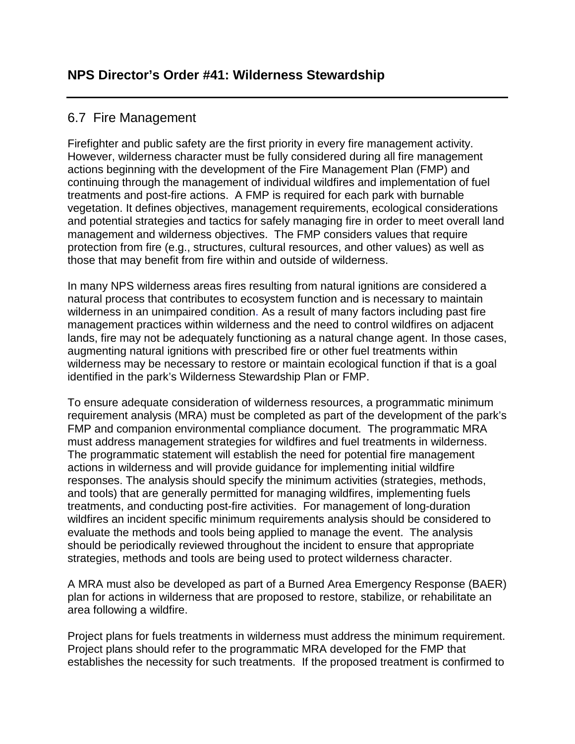## NPS Director's Order #41: Wilderness Stewardship

### 6.7 Fire Management

Firefighter and public safety are the first priority in every fire management activity. However, wilderness character must be fully considered during all fire management actions beginning with the development of the Fire Management Plan (FMP) and continuing through the management of individual wildfires and implementation of fuel treatments and post-fire actions. A FMP is required for each park with burnable vegetation. It defines objectives, management requirements, ecological considerations and potential strategies and tactics for safely managing fire in order to meet overall land management and wilderness objectives. The FMP considers values that require protection from fire (e.g., structures, cultural resources, and other values) as well as those that may benefit from fire within and outside of wilderness.

In many NPS wilderness areas fires resulting from natural ignitions are considered a natural process that contributes to ecosystem function and is necessary to maintain wilderness in an unimpaired condition. As a result of many factors including past fire management practices within wilderness and the need to control wildfires on adjacent lands, fire may not be adequately functioning as a natural change agent. In those cases, augmenting natural ignitions with prescribed fire or other fuel treatments within wilderness may be necessary to restore or maintain ecological function if that is a goal identified in the park's Wilderness Stewardship Plan or FMP.

To ensure adequate consideration of wilderness resources, a programmatic minimum requirement analysis (MRA) must be completed as part of the development of the park's FMP and companion environmental compliance document. The programmatic MRA must address management strategies for wildfires and fuel treatments in wilderness. The programmatic statement will establish the need for potential fire management actions in wilderness and will provide guidance for implementing initial wildfire responses. The analysis should specify the minimum activities (strategies, methods, and tools) that are generally permitted for managing wildfires, implementing fuels treatments, and conducting post-fire activities. For management of long-duration wildfires an incident specific minimum requirements analysis should be considered to evaluate the methods and tools being applied to manage the event. The analysis should be periodically reviewed throughout the incident to ensure that appropriate strategies, methods and tools are being used to protect wilderness character.

A MRA must also be developed as part of a Burned Area Emergency Response (BAER) plan for actions in wilderness that are proposed to restore, stabilize, or rehabilitate an area following a wildfire.

Project plans for fuels treatments in wilderness must address the minimum requirement. Project plans should refer to the programmatic MRA developed for the FMP that establishes the necessity for such treatments. If the proposed treatment is confirmed to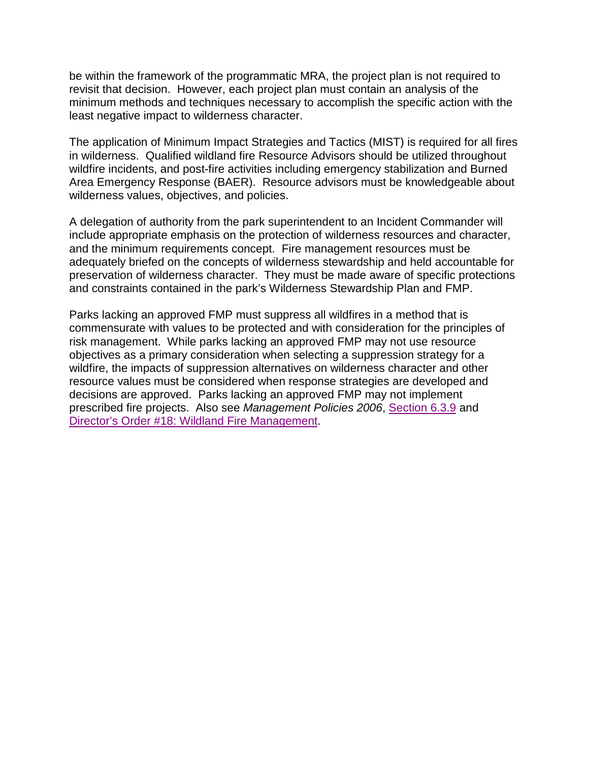be within the framework of the programmatic MRA, the project plan is not required to revisit that decision. However, each project plan must contain an analysis of the minimum methods and techniques necessary to accomplish the specific action with the least negative impact to wilderness character.

The application of Minimum Impact Strategies and Tactics (MIST) is required for all fires in wilderness. Qualified wildland fire Resource Advisors should be utilized throughout wildfire incidents, and post-fire activities including emergency stabilization and Burned Area Emergency Response (BAER). Resource advisors must be knowledgeable about wilderness values, objectives, and policies.

A delegation of authority from the park superintendent to an Incident Commander will include appropriate emphasis on the protection of wilderness resources and character, and the minimum requirements concept. Fire management resources must be adequately briefed on the concepts of wilderness stewardship and held accountable for preservation of wilderness character. They must be made aware of specific protections and constraints contained in the park's Wilderness Stewardship Plan and FMP.

Parks lacking an approved FMP must suppress all wildfires in a method that is commensurate with values to be protected and with consideration for the principles of risk management. While parks lacking an approved FMP may not use resource objectives as a primary consideration when selecting a suppression strategy for a wildfire, the impacts of suppression alternatives on wilderness character and other resource values must be considered when response strategies are developed and decisions are approved. Parks lacking an approved FMP may not implement prescribed fire projects. Also see *Management Policies 2006*, Section 6.3.9 and Director's Order #18: Wildland Fire Management.